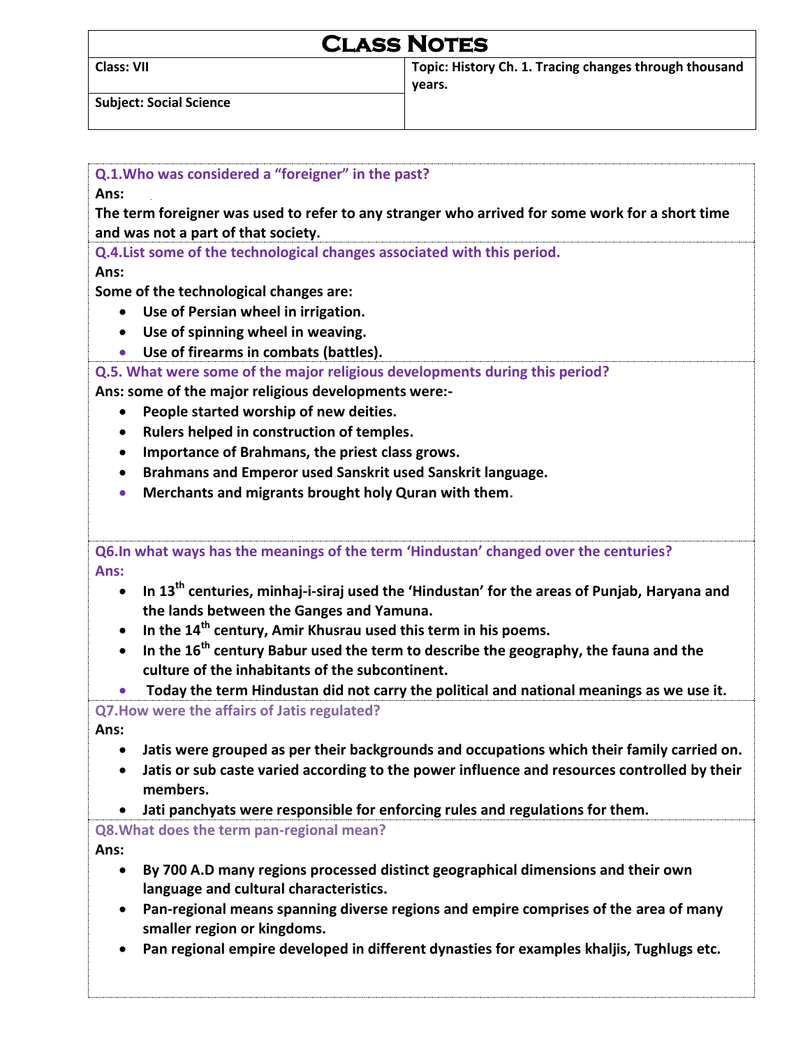# Class Notes

| Class: VII | Topic: History Ch. 1. Tracing changes through thousand years. |
|---|---|
| Subject: Social Science | |

**Q.1.Who was considered a "foreigner" in the past?**

**Ans:**

**The term foreigner was used to refer to any stranger who arrived for some work for a short time and was not a part of that society.**

**Q.4.List some of the technological changes associated with this period.**

**Ans:**

**Some of the technological changes are:**

- **Use of Persian wheel in irrigation.**
- **Use of spinning wheel in weaving.**
- **Use of firearms in combats (battles).**

**Q.5. What were some of the major religious developments during this period?**

**Ans: some of the major religious developments were:-**

- **People started worship of new deities.**
- **Rulers helped in construction of temples.**
- **Importance of Brahmans, the priest class grows.**
- **Brahmans and Emperor used Sanskrit used Sanskrit language.**
- **Merchants and migrants brought holy Quran with them.**

**Q6.In what ways has the meanings of the term 'Hindustan' changed over the centuries?**

**Ans:**

- **In 13th centuries, minhaj-i-siraj used the 'Hindustan' for the areas of Punjab, Haryana and the lands between the Ganges and Yamuna.**
- **In the 14th century, Amir Khusrau used this term in his poems.**
- **In the 16th century Babur used the term to describe the geography, the fauna and the culture of the inhabitants of the subcontinent.**
- **Today the term Hindustan did not carry the political and national meanings as we use it.**

**Q7.How were the affairs of Jatis regulated?**

**Ans:**

- **Jatis were grouped as per their backgrounds and occupations which their family carried on.**
- **Jatis or sub caste varied according to the power influence and resources controlled by their members.**
- **Jati panchyats were responsible for enforcing rules and regulations for them.**

**Q8.What does the term pan-regional mean?**

**Ans:**

- **By 700 A.D many regions processed distinct geographical dimensions and their own language and cultural characteristics.**
- **Pan-regional means spanning diverse regions and empire comprises of the area of many smaller region or kingdoms.**
- **Pan regional empire developed in different dynasties for examples khaljis, Tughlugs etc.**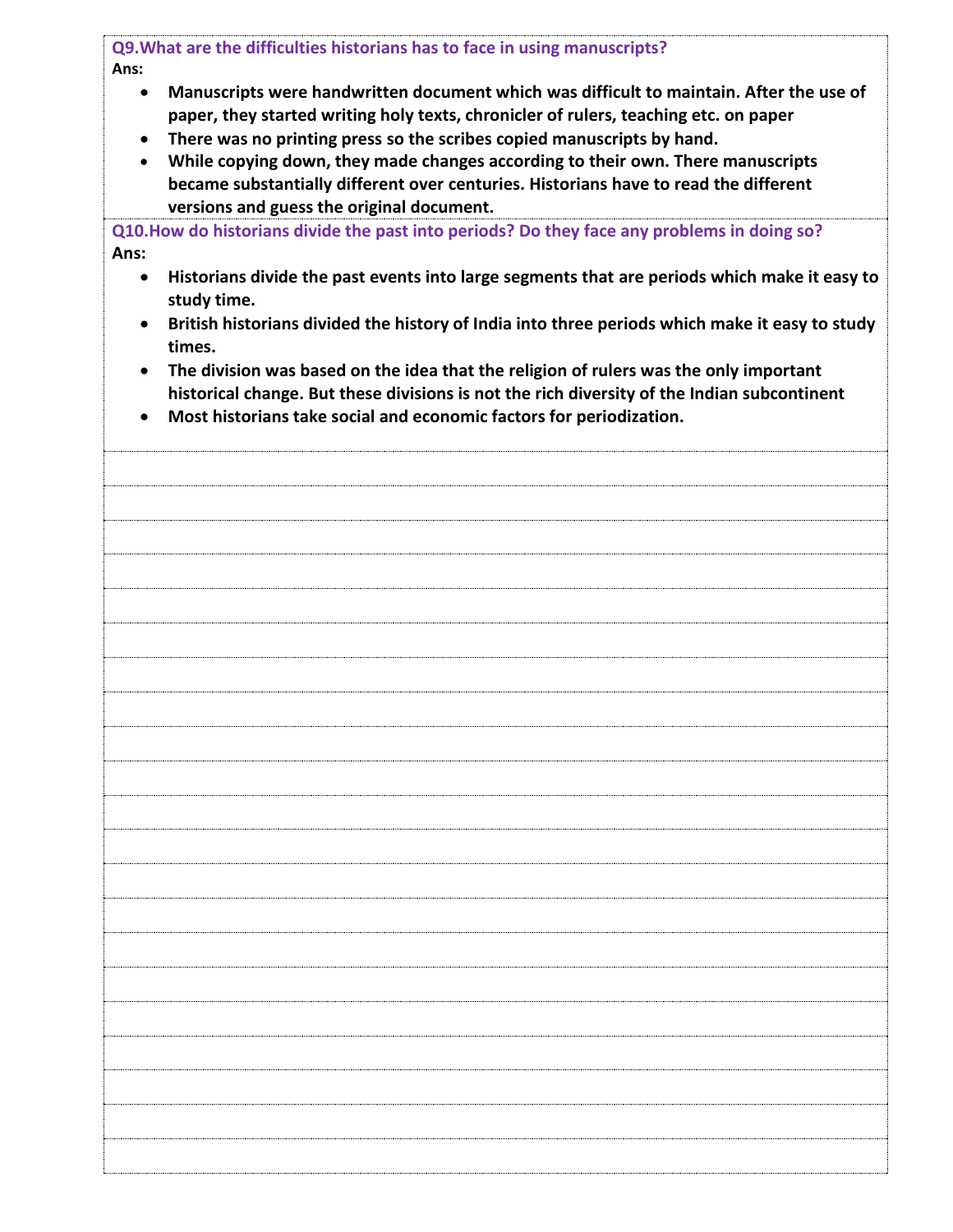**Q9.What are the difficulties historians has to face in using manuscripts?**

**Ans:**

- **Manuscripts were handwritten document which was difficult to maintain. After the use of paper, they started writing holy texts, chronicler of rulers, teaching etc. on paper**
- **There was no printing press so the scribes copied manuscripts by hand.**
- **While copying down, they made changes according to their own. There manuscripts became substantially different over centuries. Historians have to read the different versions and guess the original document.**

**Q10.How do historians divide the past into periods? Do they face any problems in doing so?**

**Ans:**

- **Historians divide the past events into large segments that are periods which make it easy to study time.**
- **British historians divided the history of India into three periods which make it easy to study times.**
- **The division was based on the idea that the religion of rulers was the only important historical change. But these divisions is not the rich diversity of the Indian subcontinent**
- **Most historians take social and economic factors for periodization.**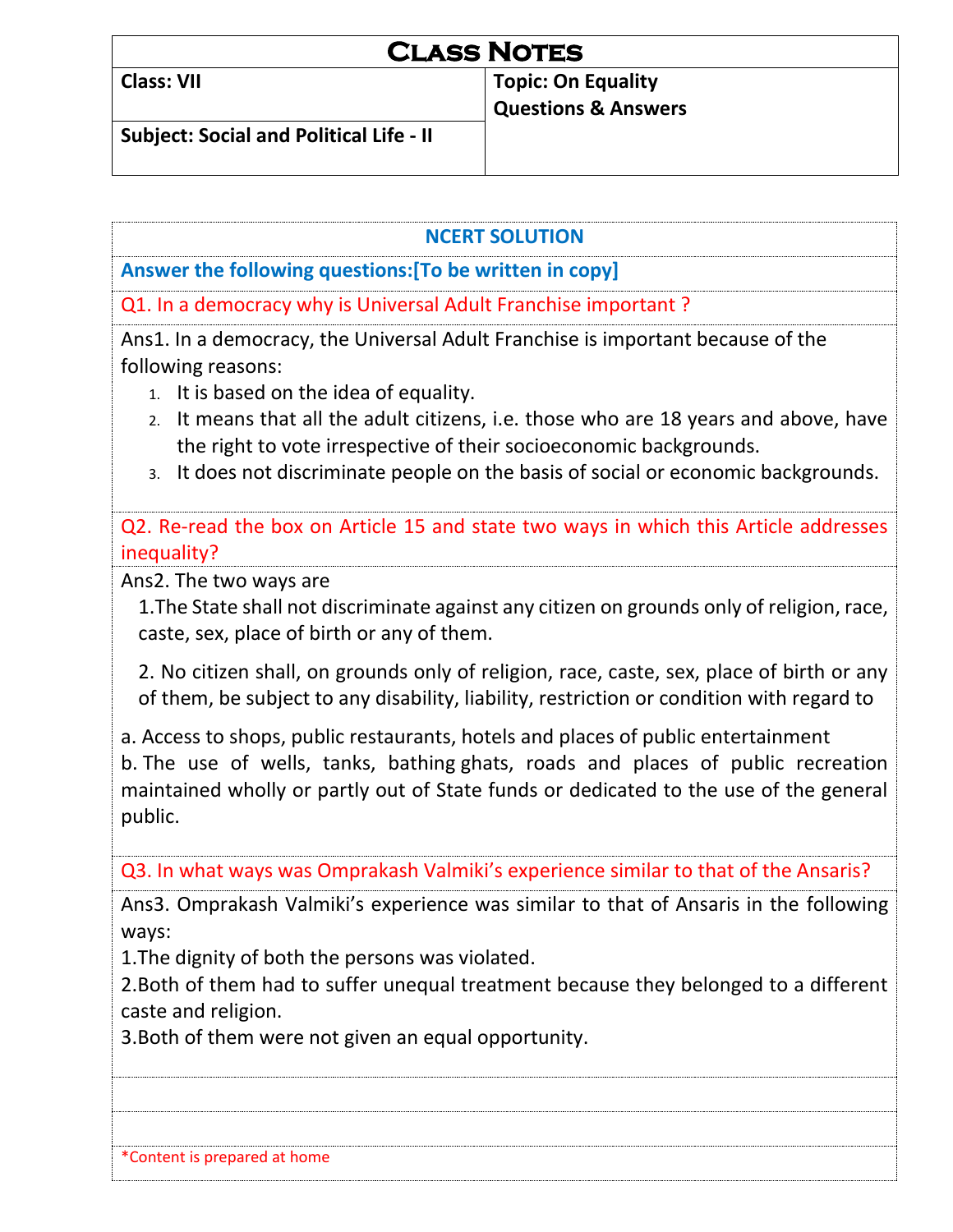# Class Notes

| Class: VII | Topic: On Equality<br>Questions & Answers |
| --- | --- |
| Subject: Social and Political Life - II | |

**NCERT SOLUTION**

**Answer the following questions:[To be written in copy]**

**Q1. In a democracy why is Universal Adult Franchise important ?**

Ans1. In a democracy, the Universal Adult Franchise is important because of the following reasons:

1. It is based on the idea of equality.
2. It means that all the adult citizens, i.e. those who are 18 years and above, have the right to vote irrespective of their socioeconomic backgrounds.
3. It does not discriminate people on the basis of social or economic backgrounds.

**Q2. Re-read the box on Article 15 and state two ways in which this Article addresses inequality?**

Ans2. The two ways are

1.The State shall not discriminate against any citizen on grounds only of religion, race, caste, sex, place of birth or any of them.

2. No citizen shall, on grounds only of religion, race, caste, sex, place of birth or any of them, be subject to any disability, liability, restriction or condition with regard to

a. Access to shops, public restaurants, hotels and places of public entertainment
b. The use of wells, tanks, bathing ghats, roads and places of public recreation maintained wholly or partly out of State funds or dedicated to the use of the general public.

**Q3. In what ways was Omprakash Valmiki's experience similar to that of the Ansaris?**

Ans3. Omprakash Valmiki's experience was similar to that of Ansaris in the following ways:

1.The dignity of both the persons was violated.
2.Both of them had to suffer unequal treatment because they belonged to a different caste and religion.
3.Both of them were not given an equal opportunity.

*Content is prepared at home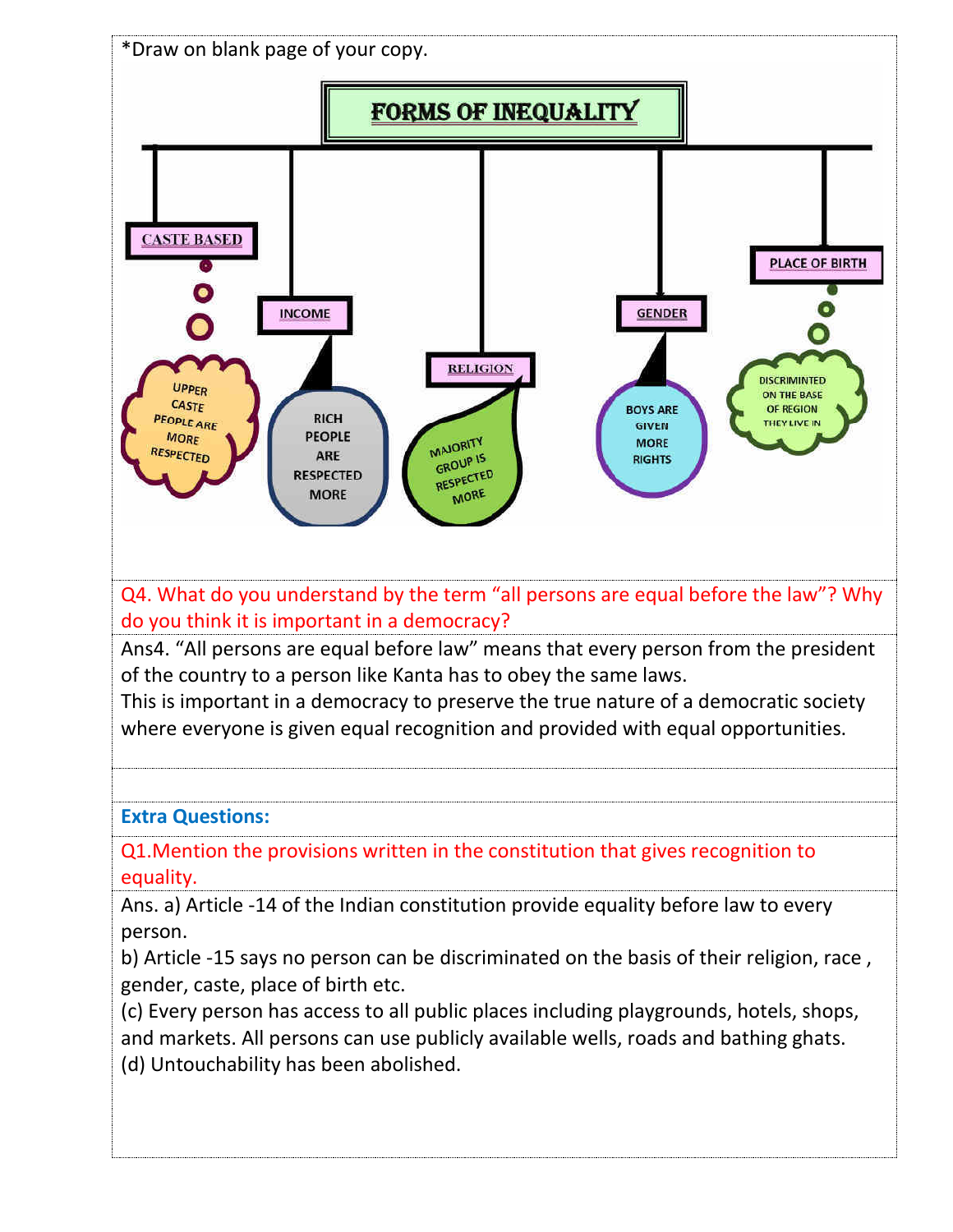*Draw on blank page of your copy.

**FORMS OF INEQUALITY**

- **CASTE BASED** – UPPER CASTE PEOPLE ARE MORE RESPECTED
- **INCOME** – RICH PEOPLE ARE RESPECTED MORE
- **RELIGION** – MAJORITY GROUP IS RESPECTED MORE
- **GENDER** – BOYS ARE GIVEN MORE RIGHTS
- **PLACE OF BIRTH** – DISCRIMINTED ON THE BASE OF REGION THEY LIVE IN

Q4. What do you understand by the term "all persons are equal before the law"? Why do you think it is important in a democracy?

Ans4. "All persons are equal before law" means that every person from the president of the country to a person like Kanta has to obey the same laws.
This is important in a democracy to preserve the true nature of a democratic society where everyone is given equal recognition and provided with equal opportunities.

**Extra Questions:**

Q1.Mention the provisions written in the constitution that gives recognition to equality.

Ans. a) Article -14 of the Indian constitution provide equality before law to every person.
b) Article -15 says no person can be discriminated on the basis of their religion, race , gender, caste, place of birth etc.
(c) Every person has access to all public places including playgrounds, hotels, shops, and markets. All persons can use publicly available wells, roads and bathing ghats.
(d) Untouchability has been abolished.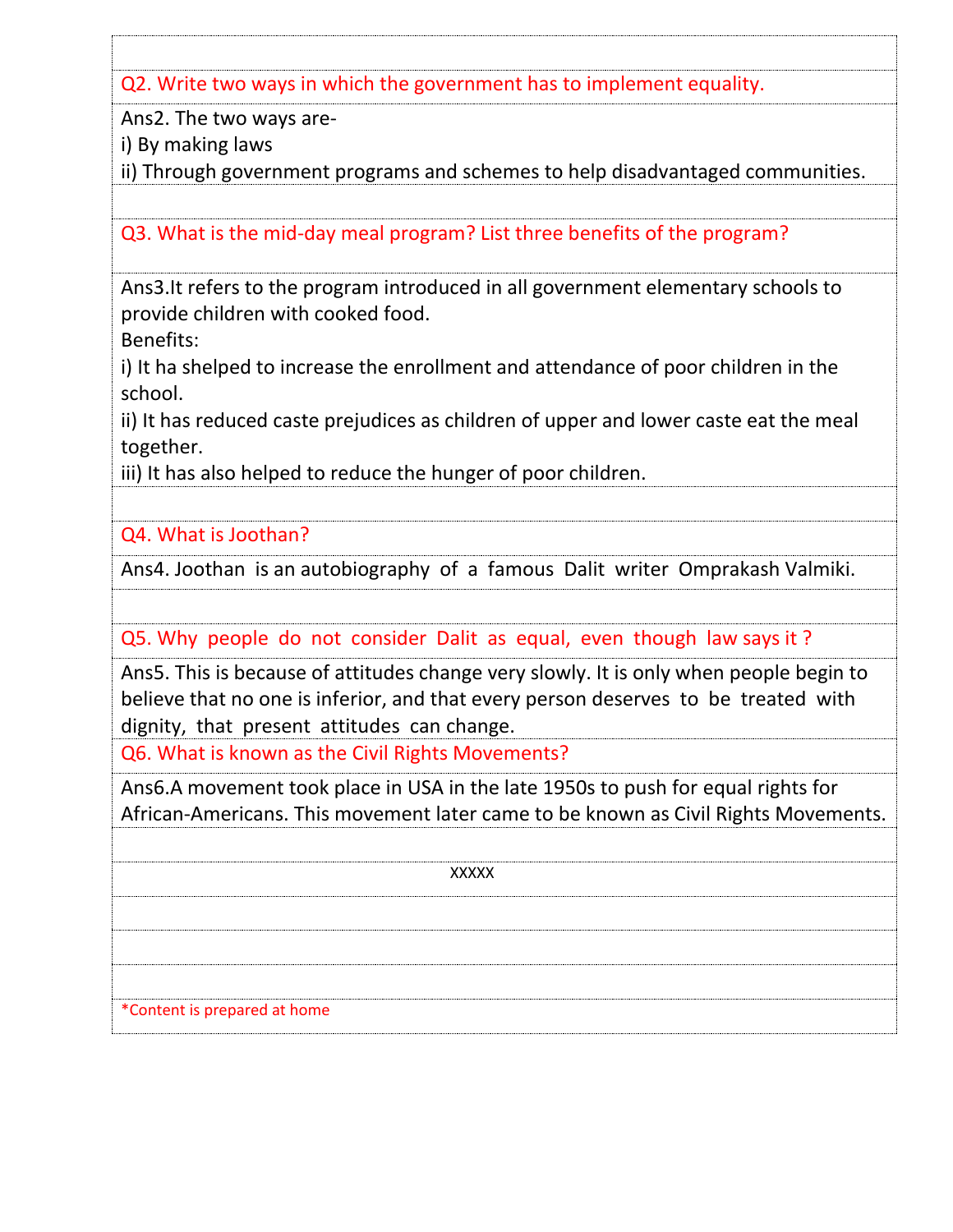Q2. Write two ways in which the government has to implement equality.

Ans2. The two ways are-

i) By making laws

ii) Through government programs and schemes to help disadvantaged communities.

Q3. What is the mid-day meal program? List three benefits of the program?

Ans3.It refers to the program introduced in all government elementary schools to provide children with cooked food.

Benefits:

i) It ha shelped to increase the enrollment and attendance of poor children in the school.

ii) It has reduced caste prejudices as children of upper and lower caste eat the meal together.

iii) It has also helped to reduce the hunger of poor children.

Q4. What is Joothan?

Ans4. Joothan is an autobiography of a famous Dalit writer Omprakash Valmiki.

Q5. Why people do not consider Dalit as equal, even though law says it ?

Ans5. This is because of attitudes change very slowly. It is only when people begin to believe that no one is inferior, and that every person deserves to be treated with dignity, that present attitudes can change.

Q6. What is known as the Civil Rights Movements?

Ans6.A movement took place in USA in the late 1950s to push for equal rights for African-Americans. This movement later came to be known as Civil Rights Movements.

XXXXX

*Content is prepared at home